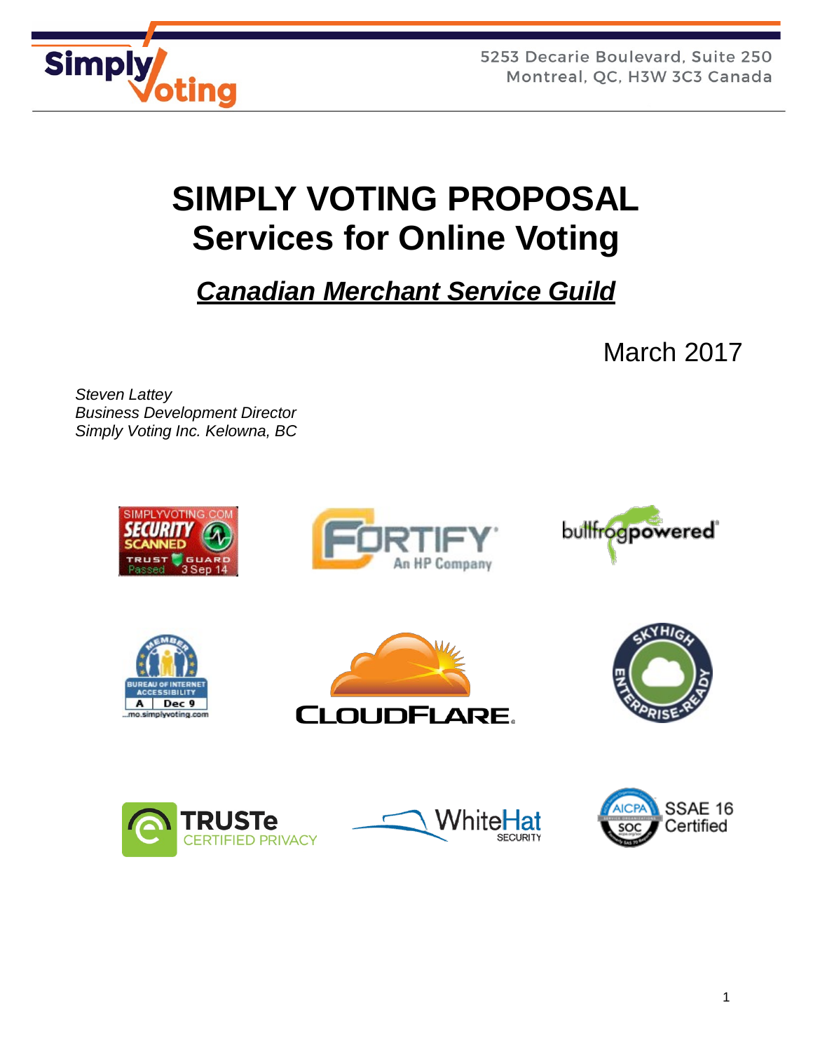5253 Decarie Boulevard, Suite 250
Montreal, QC, H3W 3C3 Canada

# SIMPLY VOTING PROPOSAL
# Services for Online Voting

## ***Canadian Merchant Service Guild***

March 2017

*Steven Lattey*
*Business Development Director*
*Simply Voting Inc. Kelowna, BC*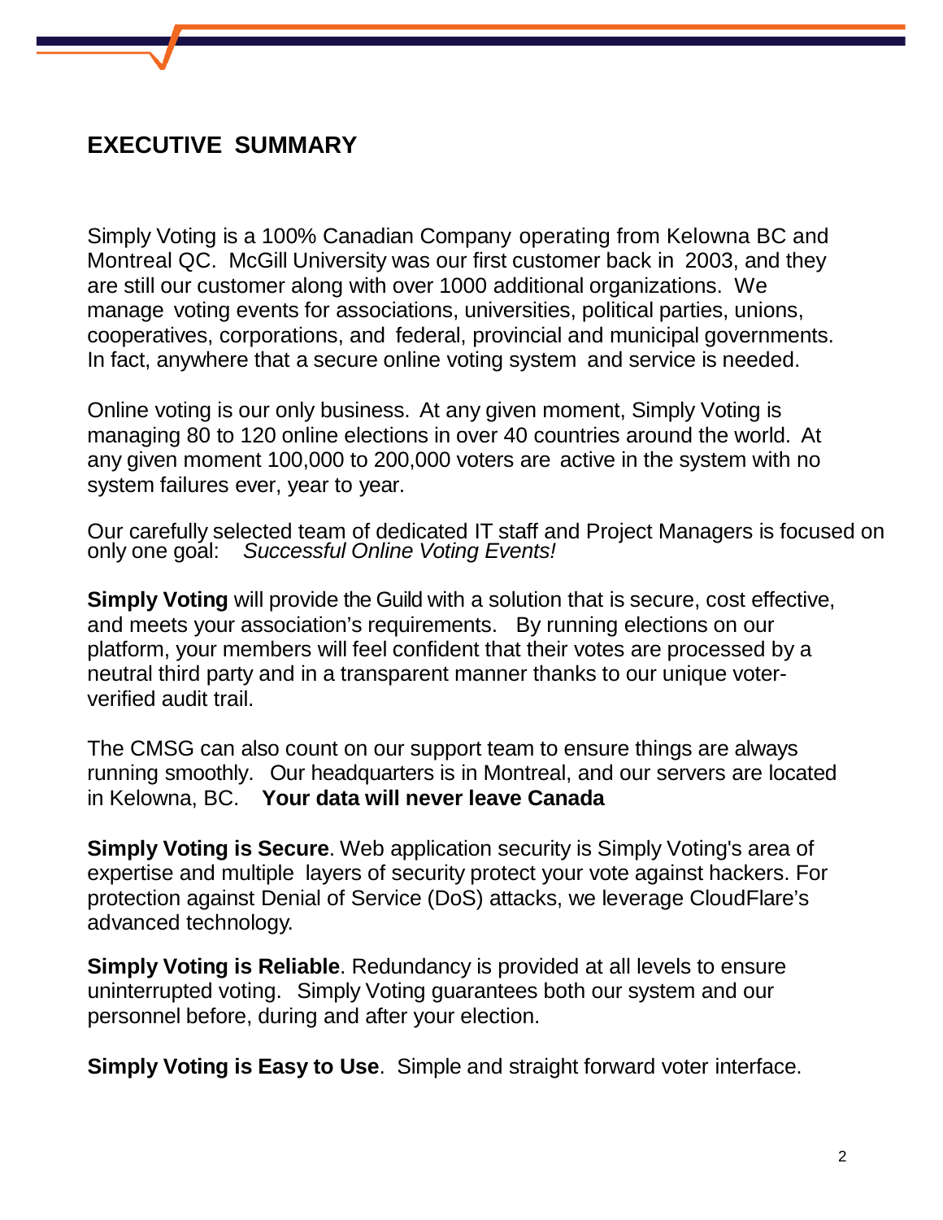## EXECUTIVE SUMMARY

Simply Voting is a 100% Canadian Company operating from Kelowna BC and Montreal QC. McGill University was our first customer back in 2003, and they are still our customer along with over 1000 additional organizations. We manage voting events for associations, universities, political parties, unions, cooperatives, corporations, and federal, provincial and municipal governments. In fact, anywhere that a secure online voting system and service is needed.

Online voting is our only business. At any given moment, Simply Voting is managing 80 to 120 online elections in over 40 countries around the world. At any given moment 100,000 to 200,000 voters are active in the system with no system failures ever, year to year.

Our carefully selected team of dedicated IT staff and Project Managers is focused on only one goal: *Successful Online Voting Events!*

**Simply Voting** will provide the Guild with a solution that is secure, cost effective, and meets your association's requirements. By running elections on our platform, your members will feel confident that their votes are processed by a neutral third party and in a transparent manner thanks to our unique voter-verified audit trail.

The CMSG can also count on our support team to ensure things are always running smoothly. Our headquarters is in Montreal, and our servers are located in Kelowna, BC. **Your data will never leave Canada**

**Simply Voting is Secure**. Web application security is Simply Voting's area of expertise and multiple layers of security protect your vote against hackers. For protection against Denial of Service (DoS) attacks, we leverage CloudFlare's advanced technology.

**Simply Voting is Reliable**. Redundancy is provided at all levels to ensure uninterrupted voting. Simply Voting guarantees both our system and our personnel before, during and after your election.

**Simply Voting is Easy to Use**. Simple and straight forward voter interface.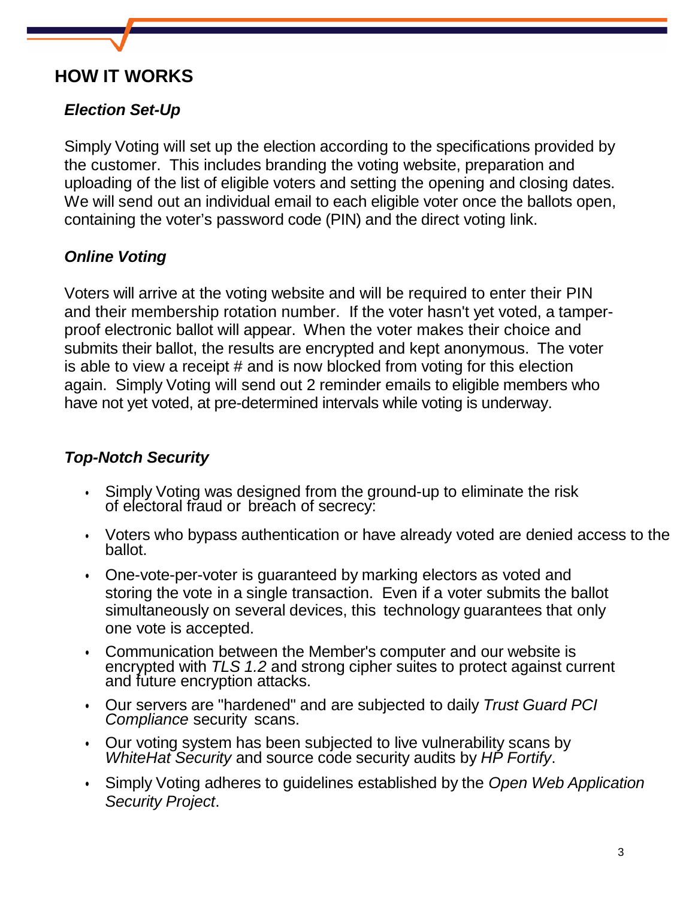## HOW IT WORKS

### *Election Set-Up*

Simply Voting will set up the election according to the specifications provided by the customer. This includes branding the voting website, preparation and uploading of the list of eligible voters and setting the opening and closing dates. We will send out an individual email to each eligible voter once the ballots open, containing the voter's password code (PIN) and the direct voting link.

### *Online Voting*

Voters will arrive at the voting website and will be required to enter their PIN and their membership rotation number. If the voter hasn't yet voted, a tamper-proof electronic ballot will appear. When the voter makes their choice and submits their ballot, the results are encrypted and kept anonymous. The voter is able to view a receipt # and is now blocked from voting for this election again. Simply Voting will send out 2 reminder emails to eligible members who have not yet voted, at pre-determined intervals while voting is underway.

### *Top-Notch Security*

- Simply Voting was designed from the ground-up to eliminate the risk of electoral fraud or breach of secrecy:
- Voters who bypass authentication or have already voted are denied access to the ballot.
- One-vote-per-voter is guaranteed by marking electors as voted and storing the vote in a single transaction. Even if a voter submits the ballot simultaneously on several devices, this technology guarantees that only one vote is accepted.
- Communication between the Member's computer and our website is encrypted with *TLS 1.2* and strong cipher suites to protect against current and future encryption attacks.
- Our servers are "hardened" and are subjected to daily *Trust Guard PCI Compliance* security scans.
- Our voting system has been subjected to live vulnerability scans by *WhiteHat Security* and source code security audits by *HP Fortify*.
- Simply Voting adheres to guidelines established by the *Open Web Application Security Project*.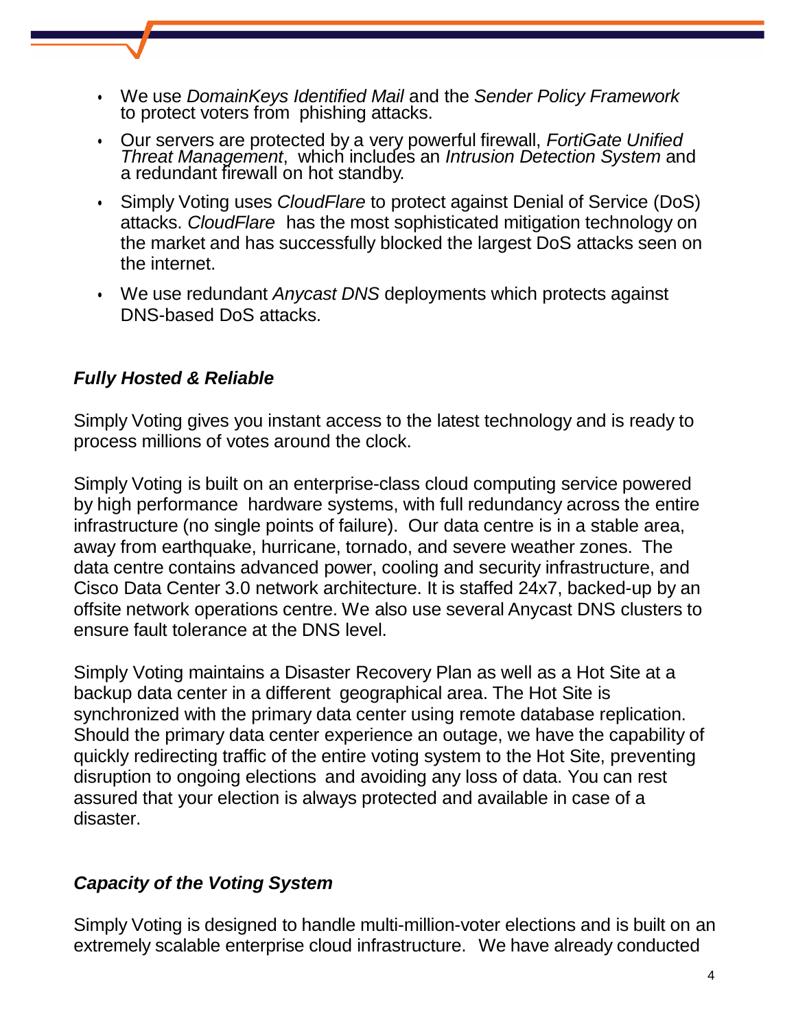- We use *DomainKeys Identified Mail* and the *Sender Policy Framework* to protect voters from phishing attacks.
- Our servers are protected by a very powerful firewall, *FortiGate Unified Threat Management*, which includes an *Intrusion Detection System* and a redundant firewall on hot standby.
- Simply Voting uses *CloudFlare* to protect against Denial of Service (DoS) attacks. *CloudFlare* has the most sophisticated mitigation technology on the market and has successfully blocked the largest DoS attacks seen on the internet.
- We use redundant *Anycast DNS* deployments which protects against DNS-based DoS attacks.

### *Fully Hosted & Reliable*

Simply Voting gives you instant access to the latest technology and is ready to process millions of votes around the clock.

Simply Voting is built on an enterprise-class cloud computing service powered by high performance hardware systems, with full redundancy across the entire infrastructure (no single points of failure). Our data centre is in a stable area, away from earthquake, hurricane, tornado, and severe weather zones. The data centre contains advanced power, cooling and security infrastructure, and Cisco Data Center 3.0 network architecture. It is staffed 24x7, backed-up by an offsite network operations centre. We also use several Anycast DNS clusters to ensure fault tolerance at the DNS level.

Simply Voting maintains a Disaster Recovery Plan as well as a Hot Site at a backup data center in a different geographical area. The Hot Site is synchronized with the primary data center using remote database replication. Should the primary data center experience an outage, we have the capability of quickly redirecting traffic of the entire voting system to the Hot Site, preventing disruption to ongoing elections and avoiding any loss of data. You can rest assured that your election is always protected and available in case of a disaster.

### *Capacity of the Voting System*

Simply Voting is designed to handle multi-million-voter elections and is built on an extremely scalable enterprise cloud infrastructure. We have already conducted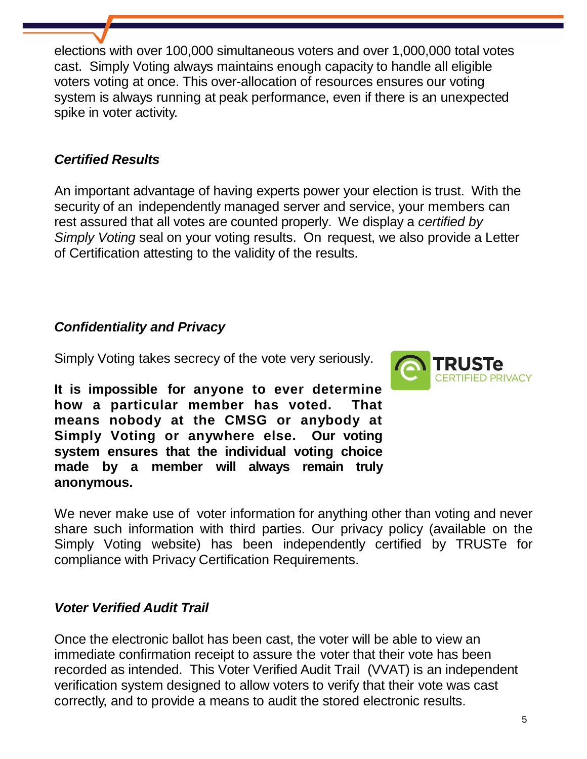elections with over 100,000 simultaneous voters and over 1,000,000 total votes cast. Simply Voting always maintains enough capacity to handle all eligible voters voting at once. This over-allocation of resources ensures our voting system is always running at peak performance, even if there is an unexpected spike in voter activity.

### *Certified Results*

An important advantage of having experts power your election is trust. With the security of an independently managed server and service, your members can rest assured that all votes are counted properly. We display a *certified by Simply Voting* seal on your voting results. On request, we also provide a Letter of Certification attesting to the validity of the results.

### *Confidentiality and Privacy*

Simply Voting takes secrecy of the vote very seriously.

**It is impossible for anyone to ever determine how a particular member has voted. That means nobody at the CMSG or anybody at Simply Voting or anywhere else. Our voting system ensures that the individual voting choice made by a member will always remain truly anonymous.**

TRUSTe
CERTIFIED PRIVACY

We never make use of voter information for anything other than voting and never share such information with third parties. Our privacy policy (available on the Simply Voting website) has been independently certified by TRUSTe for compliance with Privacy Certification Requirements.

### *Voter Verified Audit Trail*

Once the electronic ballot has been cast, the voter will be able to view an immediate confirmation receipt to assure the voter that their vote has been recorded as intended. This Voter Verified Audit Trail (VVAT) is an independent verification system designed to allow voters to verify that their vote was cast correctly, and to provide a means to audit the stored electronic results.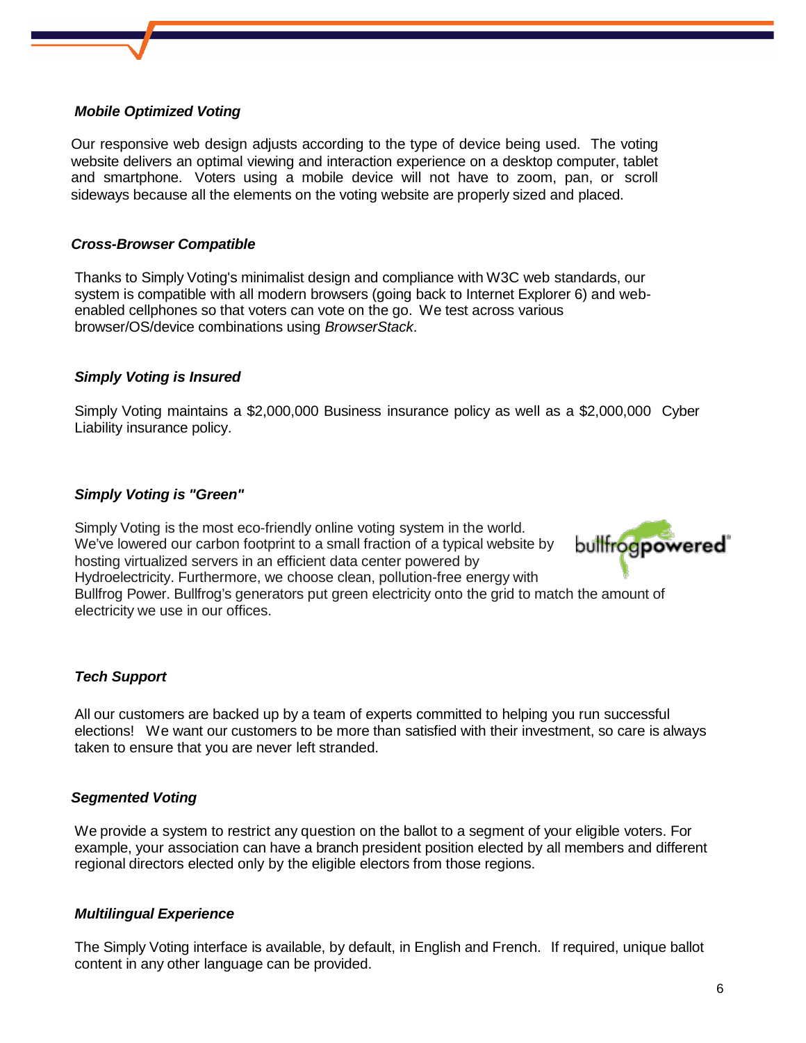### *Mobile Optimized Voting*

Our responsive web design adjusts according to the type of device being used. The voting website delivers an optimal viewing and interaction experience on a desktop computer, tablet and smartphone. Voters using a mobile device will not have to zoom, pan, or scroll sideways because all the elements on the voting website are properly sized and placed.

### *Cross-Browser Compatible*

Thanks to Simply Voting's minimalist design and compliance with W3C web standards, our system is compatible with all modern browsers (going back to Internet Explorer 6) and web-enabled cellphones so that voters can vote on the go. We test across various browser/OS/device combinations using *BrowserStack*.

### *Simply Voting is Insured*

Simply Voting maintains a $2,000,000 Business insurance policy as well as a $2,000,000 Cyber Liability insurance policy.

### *Simply Voting is "Green"*

Simply Voting is the most eco-friendly online voting system in the world. We've lowered our carbon footprint to a small fraction of a typical website by hosting virtualized servers in an efficient data center powered by Hydroelectricity. Furthermore, we choose clean, pollution-free energy with Bullfrog Power. Bullfrog's generators put green electricity onto the grid to match the amount of electricity we use in our offices.

### *Tech Support*

All our customers are backed up by a team of experts committed to helping you run successful elections! We want our customers to be more than satisfied with their investment, so care is always taken to ensure that you are never left stranded.

### *Segmented Voting*

We provide a system to restrict any question on the ballot to a segment of your eligible voters. For example, your association can have a branch president position elected by all members and different regional directors elected only by the eligible electors from those regions.

### *Multilingual Experience*

The Simply Voting interface is available, by default, in English and French. If required, unique ballot content in any other language can be provided.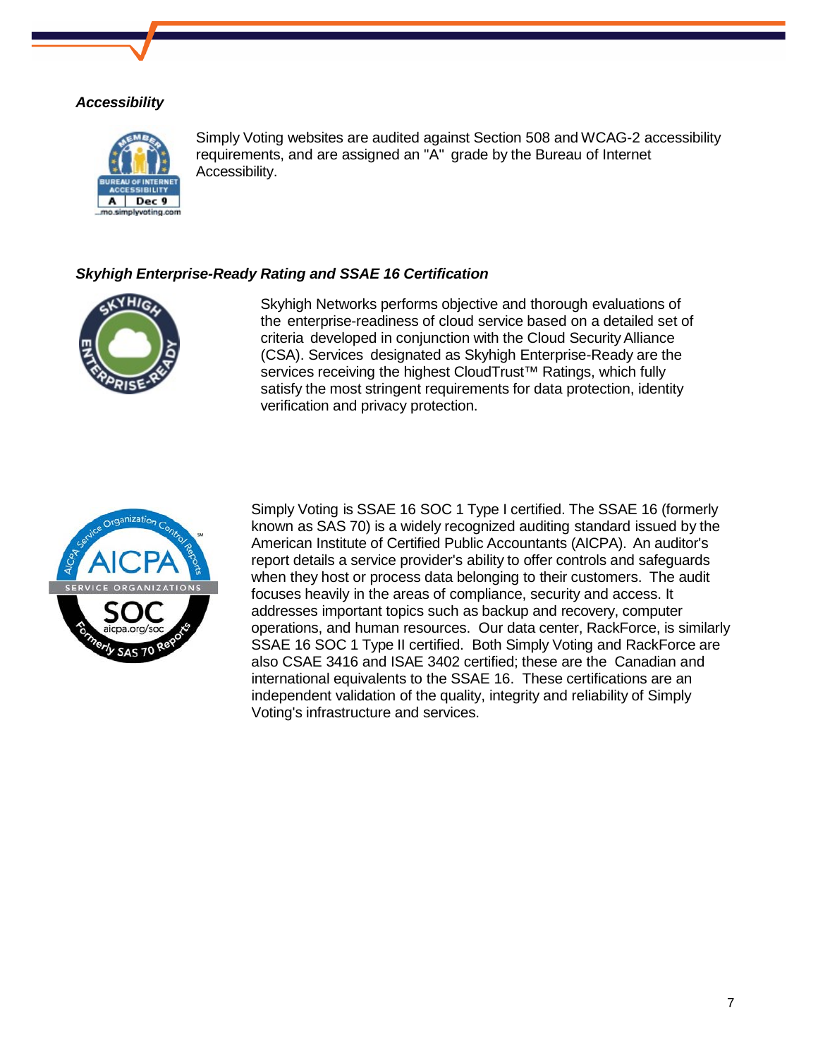### *Accessibility*

Simply Voting websites are audited against Section 508 and WCAG-2 accessibility requirements, and are assigned an "A" grade by the Bureau of Internet Accessibility.

### *Skyhigh Enterprise-Ready Rating and SSAE 16 Certification*

Skyhigh Networks performs objective and thorough evaluations of the enterprise-readiness of cloud service based on a detailed set of criteria developed in conjunction with the Cloud Security Alliance (CSA). Services designated as Skyhigh Enterprise-Ready are the services receiving the highest CloudTrust™ Ratings, which fully satisfy the most stringent requirements for data protection, identity verification and privacy protection.

Simply Voting is SSAE 16 SOC 1 Type I certified. The SSAE 16 (formerly known as SAS 70) is a widely recognized auditing standard issued by the American Institute of Certified Public Accountants (AICPA). An auditor's report details a service provider's ability to offer controls and safeguards when they host or process data belonging to their customers. The audit focuses heavily in the areas of compliance, security and access. It addresses important topics such as backup and recovery, computer operations, and human resources. Our data center, RackForce, is similarly SSAE 16 SOC 1 Type II certified. Both Simply Voting and RackForce are also CSAE 3416 and ISAE 3402 certified; these are the Canadian and international equivalents to the SSAE 16. These certifications are an independent validation of the quality, integrity and reliability of Simply Voting's infrastructure and services.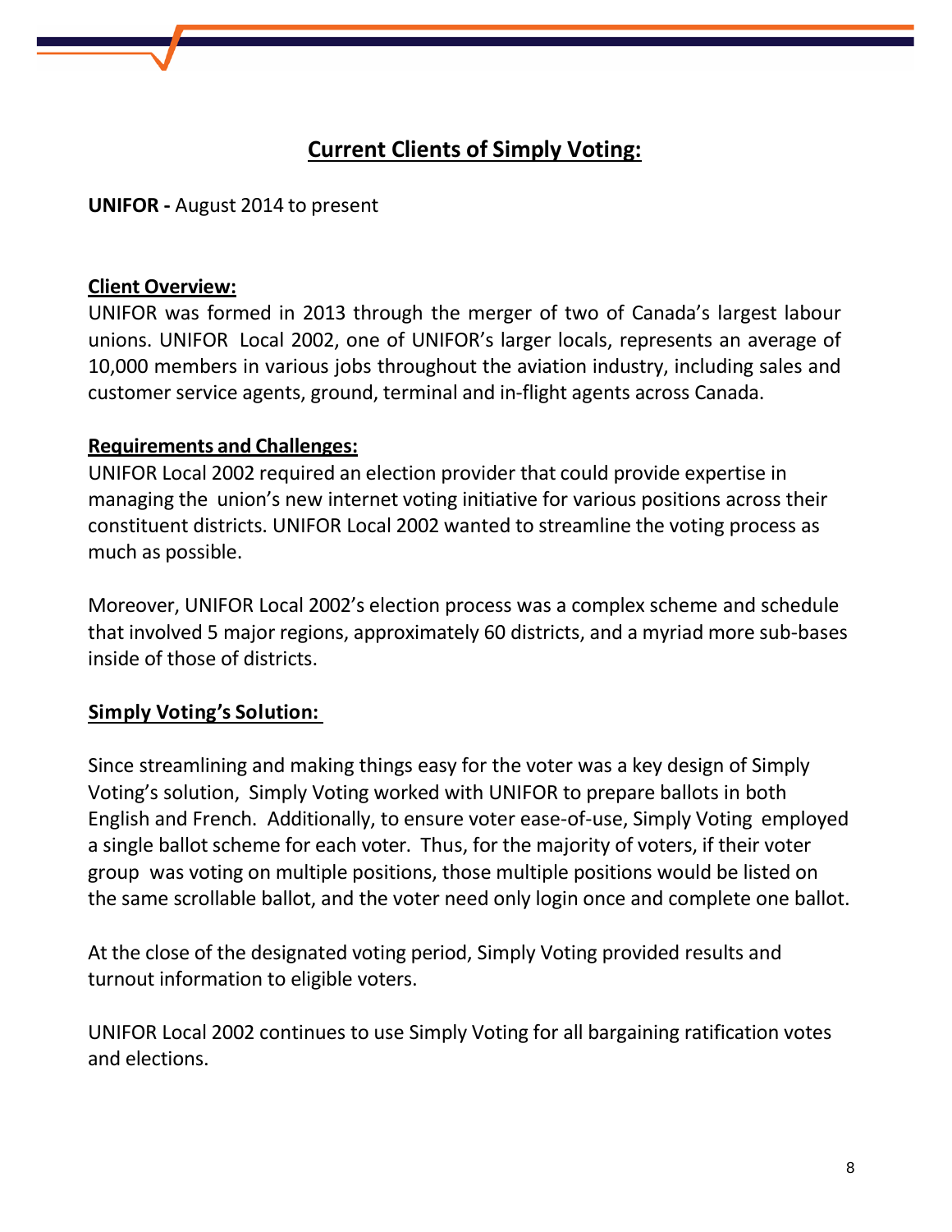## Current Clients of Simply Voting:

**UNIFOR -** August 2014 to present

**Client Overview:**

UNIFOR was formed in 2013 through the merger of two of Canada's largest labour unions. UNIFOR Local 2002, one of UNIFOR's larger locals, represents an average of 10,000 members in various jobs throughout the aviation industry, including sales and customer service agents, ground, terminal and in-flight agents across Canada.

**Requirements and Challenges:**

UNIFOR Local 2002 required an election provider that could provide expertise in managing the union's new internet voting initiative for various positions across their constituent districts. UNIFOR Local 2002 wanted to streamline the voting process as much as possible.

Moreover, UNIFOR Local 2002's election process was a complex scheme and schedule that involved 5 major regions, approximately 60 districts, and a myriad more sub-bases inside of those of districts.

**Simply Voting's Solution:**

Since streamlining and making things easy for the voter was a key design of Simply Voting's solution, Simply Voting worked with UNIFOR to prepare ballots in both English and French. Additionally, to ensure voter ease-of-use, Simply Voting employed a single ballot scheme for each voter. Thus, for the majority of voters, if their voter group was voting on multiple positions, those multiple positions would be listed on the same scrollable ballot, and the voter need only login once and complete one ballot.

At the close of the designated voting period, Simply Voting provided results and turnout information to eligible voters.

UNIFOR Local 2002 continues to use Simply Voting for all bargaining ratification votes and elections.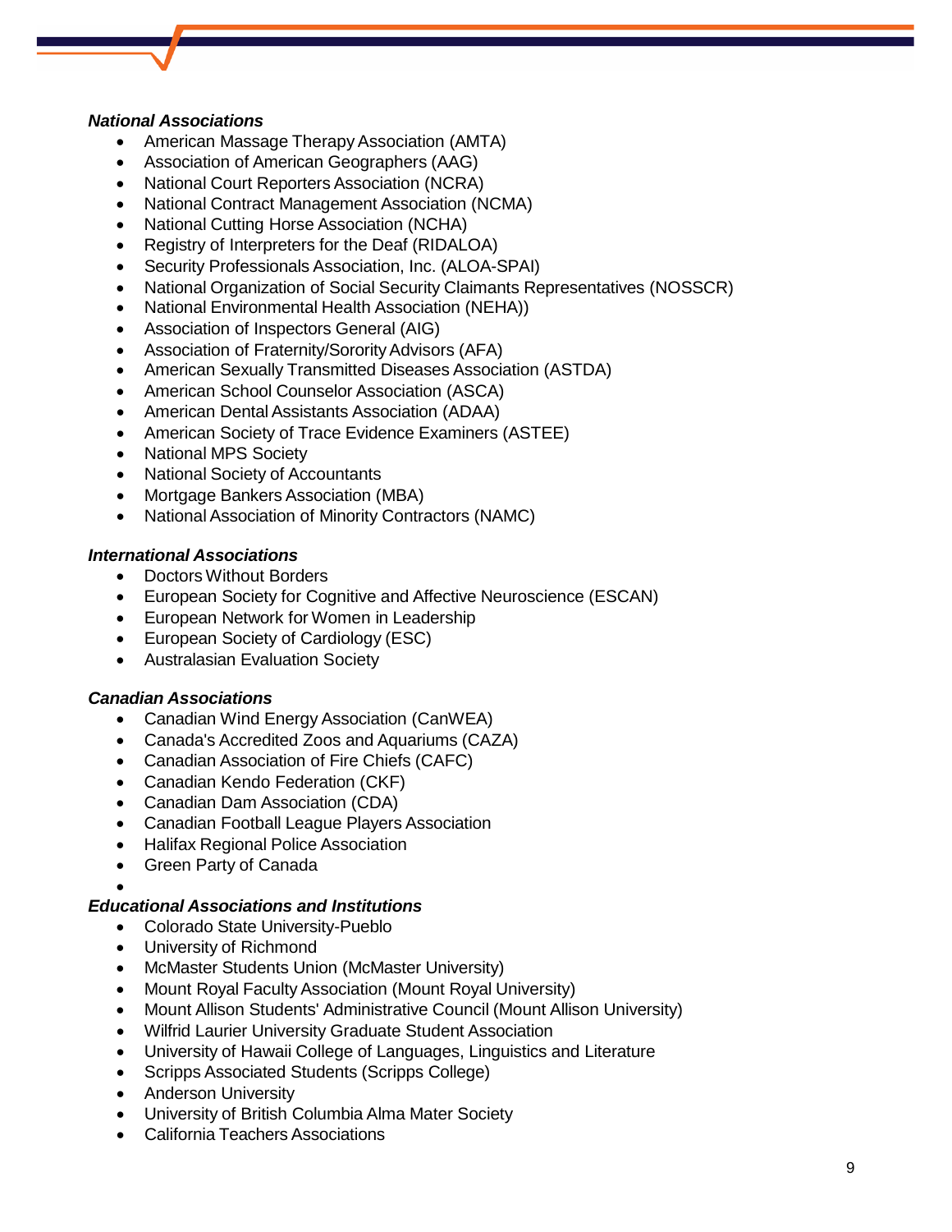***National Associations***

- American Massage Therapy Association (AMTA)
- Association of American Geographers (AAG)
- National Court Reporters Association (NCRA)
- National Contract Management Association (NCMA)
- National Cutting Horse Association (NCHA)
- Registry of Interpreters for the Deaf (RIDALOA)
- Security Professionals Association, Inc. (ALOA-SPAI)
- National Organization of Social Security Claimants Representatives (NOSSCR)
- National Environmental Health Association (NEHA))
- Association of Inspectors General (AIG)
- Association of Fraternity/Sorority Advisors (AFA)
- American Sexually Transmitted Diseases Association (ASTDA)
- American School Counselor Association (ASCA)
- American Dental Assistants Association (ADAA)
- American Society of Trace Evidence Examiners (ASTEE)
- National MPS Society
- National Society of Accountants
- Mortgage Bankers Association (MBA)
- National Association of Minority Contractors (NAMC)

***International Associations***

- Doctors Without Borders
- European Society for Cognitive and Affective Neuroscience (ESCAN)
- European Network for Women in Leadership
- European Society of Cardiology (ESC)
- Australasian Evaluation Society

***Canadian Associations***

- Canadian Wind Energy Association (CanWEA)
- Canada's Accredited Zoos and Aquariums (CAZA)
- Canadian Association of Fire Chiefs (CAFC)
- Canadian Kendo Federation (CKF)
- Canadian Dam Association (CDA)
- Canadian Football League Players Association
- Halifax Regional Police Association
- Green Party of Canada

***Educational Associations and Institutions***

- Colorado State University-Pueblo
- University of Richmond
- McMaster Students Union (McMaster University)
- Mount Royal Faculty Association (Mount Royal University)
- Mount Allison Students' Administrative Council (Mount Allison University)
- Wilfrid Laurier University Graduate Student Association
- University of Hawaii College of Languages, Linguistics and Literature
- Scripps Associated Students (Scripps College)
- Anderson University
- University of British Columbia Alma Mater Society
- California Teachers Associations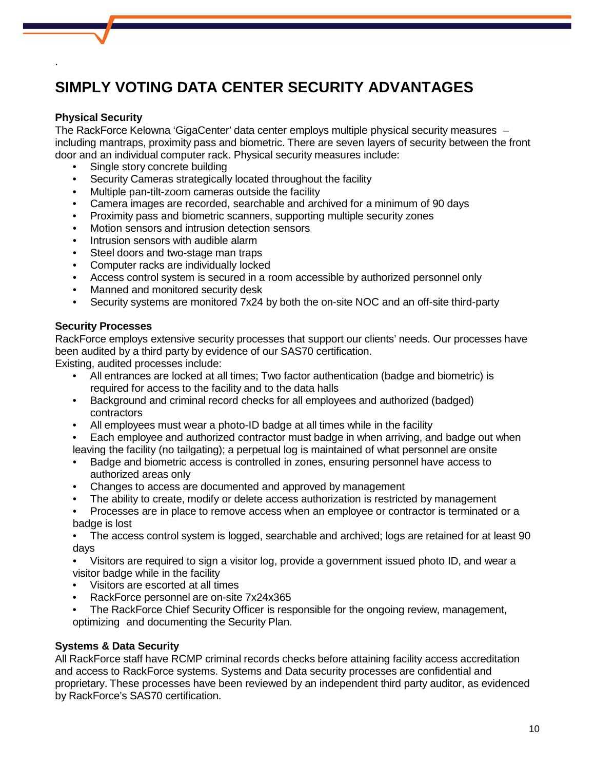# SIMPLY VOTING DATA CENTER SECURITY ADVANTAGES

**Physical Security**

The RackForce Kelowna 'GigaCenter' data center employs multiple physical security measures – including mantraps, proximity pass and biometric. There are seven layers of security between the front door and an individual computer rack. Physical security measures include:

- Single story concrete building
- Security Cameras strategically located throughout the facility
- Multiple pan-tilt-zoom cameras outside the facility
- Camera images are recorded, searchable and archived for a minimum of 90 days
- Proximity pass and biometric scanners, supporting multiple security zones
- Motion sensors and intrusion detection sensors
- Intrusion sensors with audible alarm
- Steel doors and two-stage man traps
- Computer racks are individually locked
- Access control system is secured in a room accessible by authorized personnel only
- Manned and monitored security desk
- Security systems are monitored 7x24 by both the on-site NOC and an off-site third-party

**Security Processes**

RackForce employs extensive security processes that support our clients' needs. Our processes have been audited by a third party by evidence of our SAS70 certification.
Existing, audited processes include:

- All entrances are locked at all times; Two factor authentication (badge and biometric) is required for access to the facility and to the data halls
- Background and criminal record checks for all employees and authorized (badged) contractors
- All employees must wear a photo-ID badge at all times while in the facility
- Each employee and authorized contractor must badge in when arriving, and badge out when leaving the facility (no tailgating); a perpetual log is maintained of what personnel are onsite
- Badge and biometric access is controlled in zones, ensuring personnel have access to authorized areas only
- Changes to access are documented and approved by management
- The ability to create, modify or delete access authorization is restricted by management
- Processes are in place to remove access when an employee or contractor is terminated or a badge is lost
- The access control system is logged, searchable and archived; logs are retained for at least 90 days
- Visitors are required to sign a visitor log, provide a government issued photo ID, and wear a visitor badge while in the facility
- Visitors are escorted at all times
- RackForce personnel are on-site 7x24x365
- The RackForce Chief Security Officer is responsible for the ongoing review, management, optimizing and documenting the Security Plan.

**Systems & Data Security**

All RackForce staff have RCMP criminal records checks before attaining facility access accreditation and access to RackForce systems. Systems and Data security processes are confidential and proprietary. These processes have been reviewed by an independent third party auditor, as evidenced by RackForce's SAS70 certification.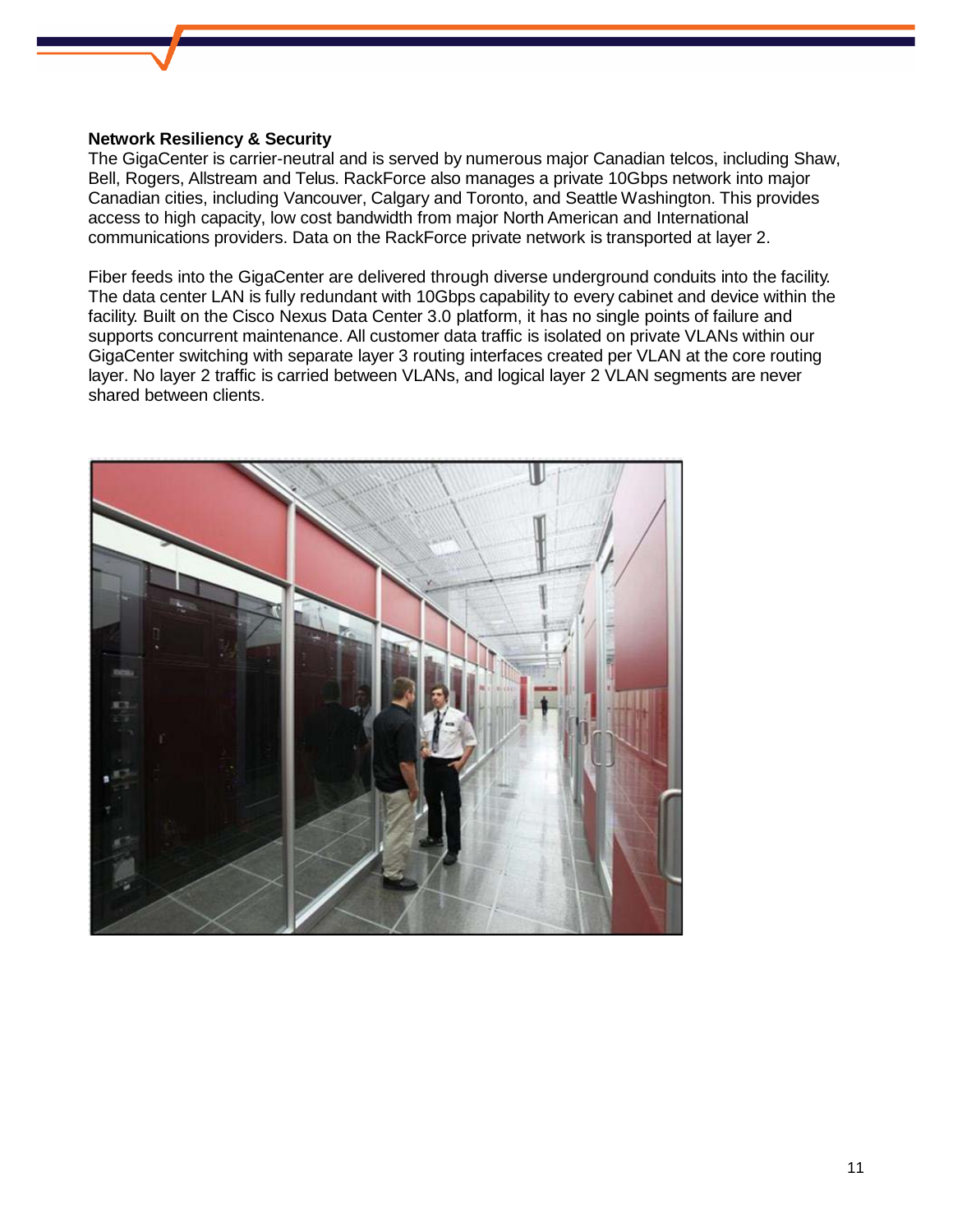**Network Resiliency & Security**

The GigaCenter is carrier-neutral and is served by numerous major Canadian telcos, including Shaw, Bell, Rogers, Allstream and Telus. RackForce also manages a private 10Gbps network into major Canadian cities, including Vancouver, Calgary and Toronto, and Seattle Washington. This provides access to high capacity, low cost bandwidth from major North American and International communications providers. Data on the RackForce private network is transported at layer 2.

Fiber feeds into the GigaCenter are delivered through diverse underground conduits into the facility. The data center LAN is fully redundant with 10Gbps capability to every cabinet and device within the facility. Built on the Cisco Nexus Data Center 3.0 platform, it has no single points of failure and supports concurrent maintenance. All customer data traffic is isolated on private VLANs within our GigaCenter switching with separate layer 3 routing interfaces created per VLAN at the core routing layer. No layer 2 traffic is carried between VLANs, and logical layer 2 VLAN segments are never shared between clients.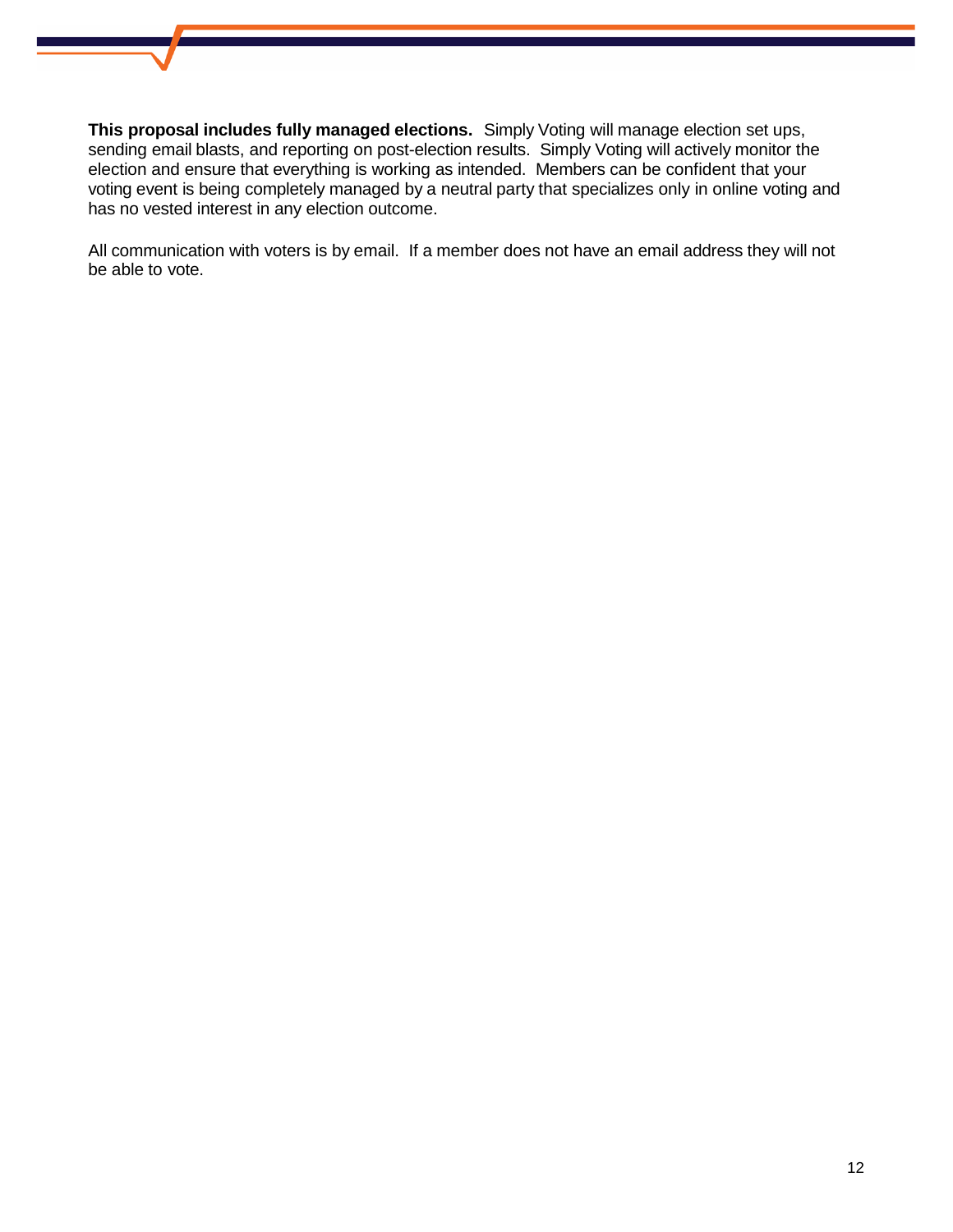**This proposal includes fully managed elections.** Simply Voting will manage election set ups, sending email blasts, and reporting on post-election results. Simply Voting will actively monitor the election and ensure that everything is working as intended. Members can be confident that your voting event is being completely managed by a neutral party that specializes only in online voting and has no vested interest in any election outcome.

All communication with voters is by email. If a member does not have an email address they will not be able to vote.